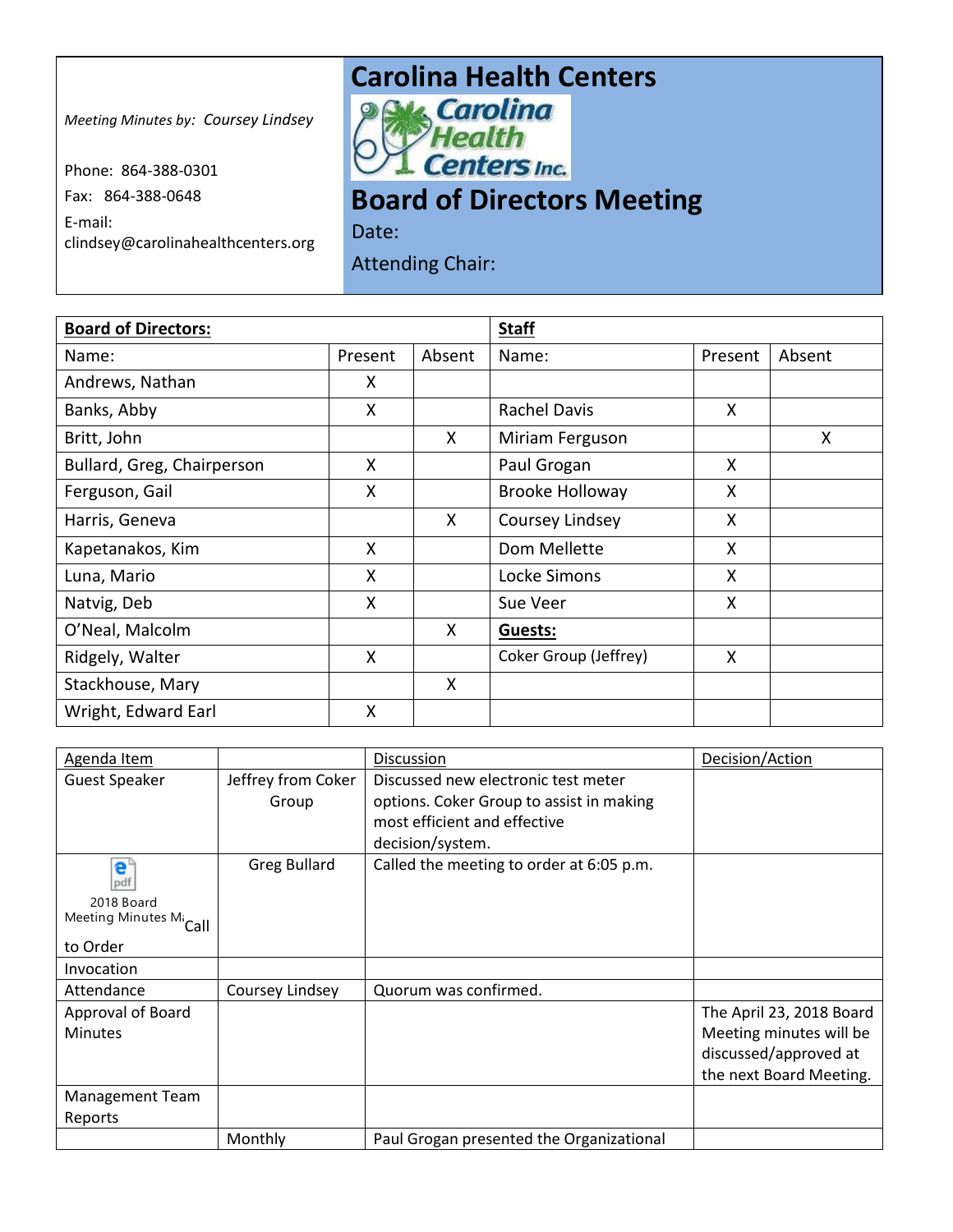*Meeting Minutes by: Coursey Lindsey*

Phone: 864-388-0301

Fax: 864-388-0648

E-mail: clindsey@carolinahealthcenters.org

# Carolina Health Centers

Carolina Health Centers Inc.

# Board of Directors Meeting

Date:

Attending Chair:

| **Board of Directors:** | | | **Staff** | | |
|---|---|---|---|---|---|
| Name: | Present | Absent | Name: | Present | Absent |
| Andrews, Nathan | X | | | | |
| Banks, Abby | X | | Rachel Davis | X | |
| Britt, John | | X | Miriam Ferguson | | X |
| Bullard, Greg, Chairperson | X | | Paul Grogan | X | |
| Ferguson, Gail | X | | Brooke Holloway | X | |
| Harris, Geneva | | X | Coursey Lindsey | X | |
| Kapetanakos, Kim | X | | Dom Mellette | X | |
| Luna, Mario | X | | Locke Simons | X | |
| Natvig, Deb | X | | Sue Veer | X | |
| O'Neal, Malcolm | | X | **Guests:** | | |
| Ridgely, Walter | X | | Coker Group (Jeffrey) | X | |
| Stackhouse, Mary | | X | | | |
| Wright, Edward Earl | X | | | | |

| Agenda Item | | Discussion | Decision/Action |
|---|---|---|---|
| Guest Speaker | Jeffrey from Coker Group | Discussed new electronic test meter options. Coker Group to assist in making most efficient and effective decision/system. | |
| 2018 Board Meeting Minutes M Call to Order | Greg Bullard | Called the meeting to order at 6:05 p.m. | |
| Invocation | | | |
| Attendance | Coursey Lindsey | Quorum was confirmed. | |
| Approval of Board Minutes | | | The April 23, 2018 Board Meeting minutes will be discussed/approved at the next Board Meeting. |
| Management Team Reports | | | |
| | Monthly | Paul Grogan presented the Organizational | |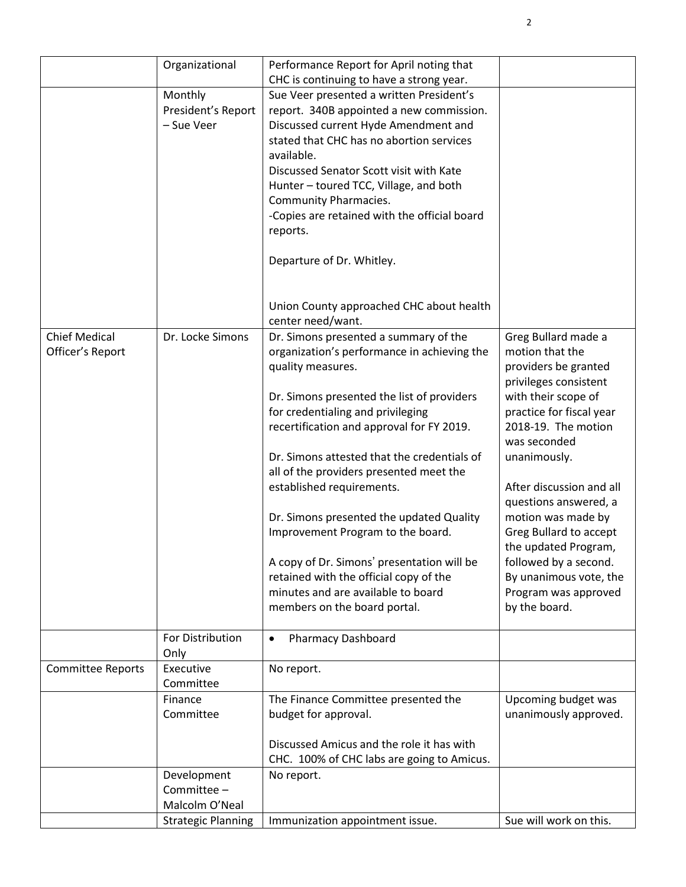| | | | |
|---|---|---|---|
| | Organizational | Performance Report for April noting that CHC is continuing to have a strong year. | |
| | Monthly President's Report – Sue Veer | Sue Veer presented a written President's report. 340B appointed a new commission. Discussed current Hyde Amendment and stated that CHC has no abortion services available.<br>Discussed Senator Scott visit with Kate Hunter – toured TCC, Village, and both Community Pharmacies.<br>-Copies are retained with the official board reports.<br><br>Departure of Dr. Whitley.<br><br>Union County approached CHC about health center need/want. | |
| Chief Medical Officer's Report | Dr. Locke Simons | Dr. Simons presented a summary of the organization's performance in achieving the quality measures.<br><br>Dr. Simons presented the list of providers for credentialing and privileging recertification and approval for FY 2019.<br><br>Dr. Simons attested that the credentials of all of the providers presented meet the established requirements.<br><br>Dr. Simons presented the updated Quality Improvement Program to the board.<br><br>A copy of Dr. Simons' presentation will be retained with the official copy of the minutes and are available to board members on the board portal. | Greg Bullard made a motion that the providers be granted privileges consistent with their scope of practice for fiscal year 2018-19. The motion was seconded unanimously.<br><br>After discussion and all questions answered, a motion was made by Greg Bullard to accept the updated Program, followed by a second. By unanimous vote, the Program was approved by the board. |
| | For Distribution Only | • Pharmacy Dashboard | |
| Committee Reports | Executive Committee | No report. | |
| | Finance Committee | The Finance Committee presented the budget for approval.<br><br>Discussed Amicus and the role it has with CHC. 100% of CHC labs are going to Amicus. | Upcoming budget was unanimously approved. |
| | Development Committee – Malcolm O'Neal | No report. | |
| | Strategic Planning | Immunization appointment issue. | Sue will work on this. |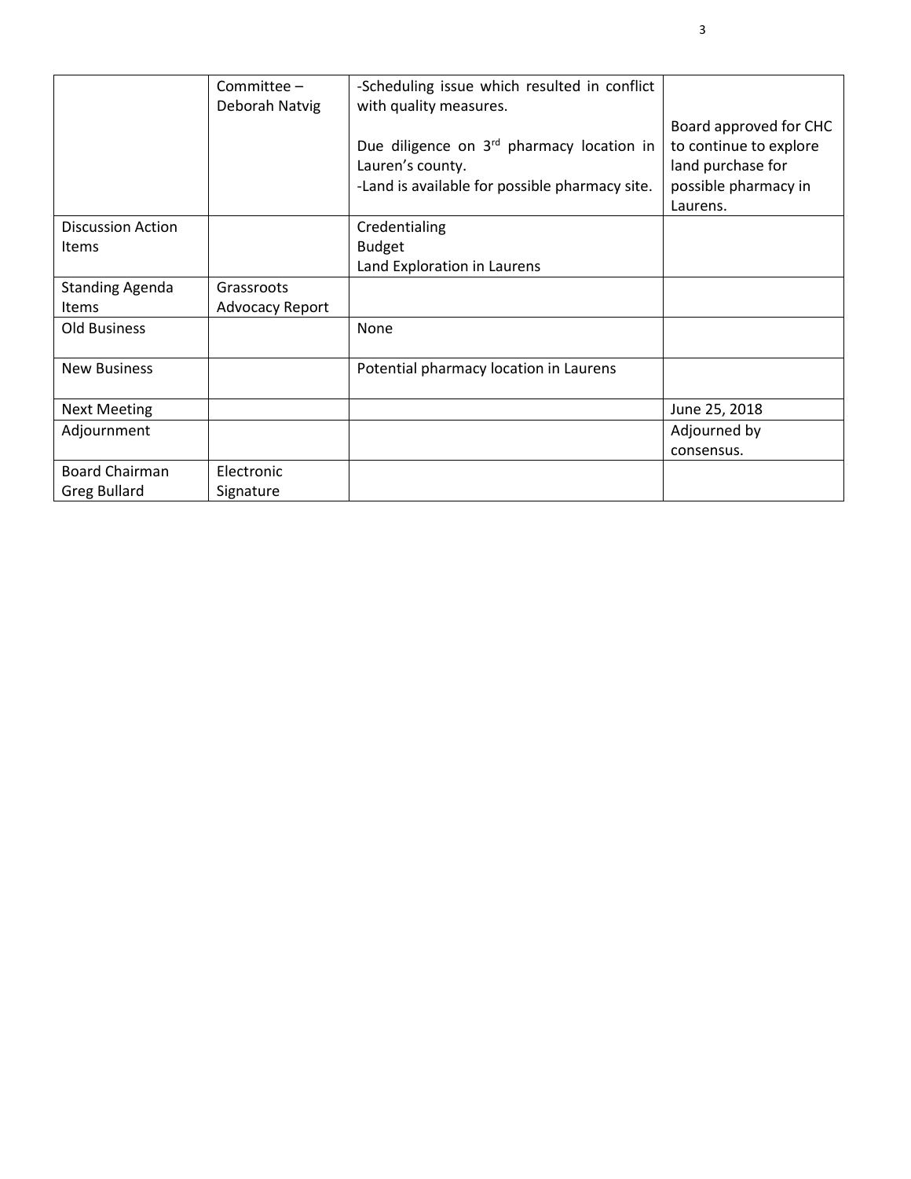| | | | |
|---|---|---|---|
| | Committee – Deborah Natvig | -Scheduling issue which resulted in conflict with quality measures.<br><br>Due diligence on 3rd pharmacy location in Lauren's county.<br>-Land is available for possible pharmacy site. | Board approved for CHC to continue to explore land purchase for possible pharmacy in Laurens. |
| Discussion Action Items | | Credentialing<br>Budget<br>Land Exploration in Laurens | |
| Standing Agenda Items | Grassroots Advocacy Report | | |
| Old Business | | None | |
| New Business | | Potential pharmacy location in Laurens | |
| Next Meeting | | | June 25, 2018 |
| Adjournment | | | Adjourned by consensus. |
| Board Chairman Greg Bullard | Electronic Signature | | |